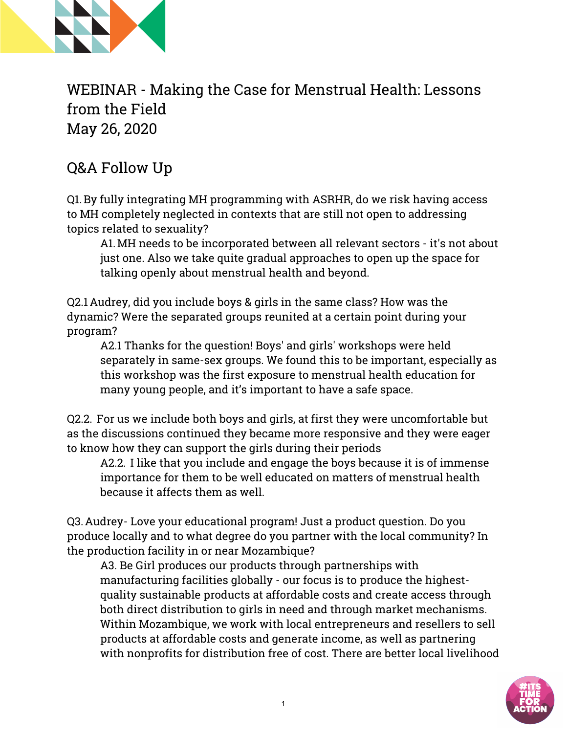# WEBINAR - Making the Case for Menstrual Health: Lessons from the Field
May 26, 2020

## Q&A Follow Up

Q1. By fully integrating MH programming with ASRHR, do we risk having access to MH completely neglected in contexts that are still not open to addressing topics related to sexuality?

> A1. MH needs to be incorporated between all relevant sectors - it's not about just one. Also we take quite gradual approaches to open up the space for talking openly about menstrual health and beyond.

Q2.1 Audrey, did you include boys & girls in the same class? How was the dynamic? Were the separated groups reunited at a certain point during your program?

> A2.1 Thanks for the question! Boys' and girls' workshops were held separately in same-sex groups. We found this to be important, especially as this workshop was the first exposure to menstrual health education for many young people, and it's important to have a safe space.

Q2.2. For us we include both boys and girls, at first they were uncomfortable but as the discussions continued they became more responsive and they were eager to know how they can support the girls during their periods

> A2.2. I like that you include and engage the boys because it is of immense importance for them to be well educated on matters of menstrual health because it affects them as well.

Q3. Audrey- Love your educational program! Just a product question. Do you produce locally and to what degree do you partner with the local community? In the production facility in or near Mozambique?

> A3. Be Girl produces our products through partnerships with manufacturing facilities globally - our focus is to produce the highest-quality sustainable products at affordable costs and create access through both direct distribution to girls in need and through market mechanisms. Within Mozambique, we work with local entrepreneurs and resellers to sell products at affordable costs and generate income, as well as partnering with nonprofits for distribution free of cost. There are better local livelihood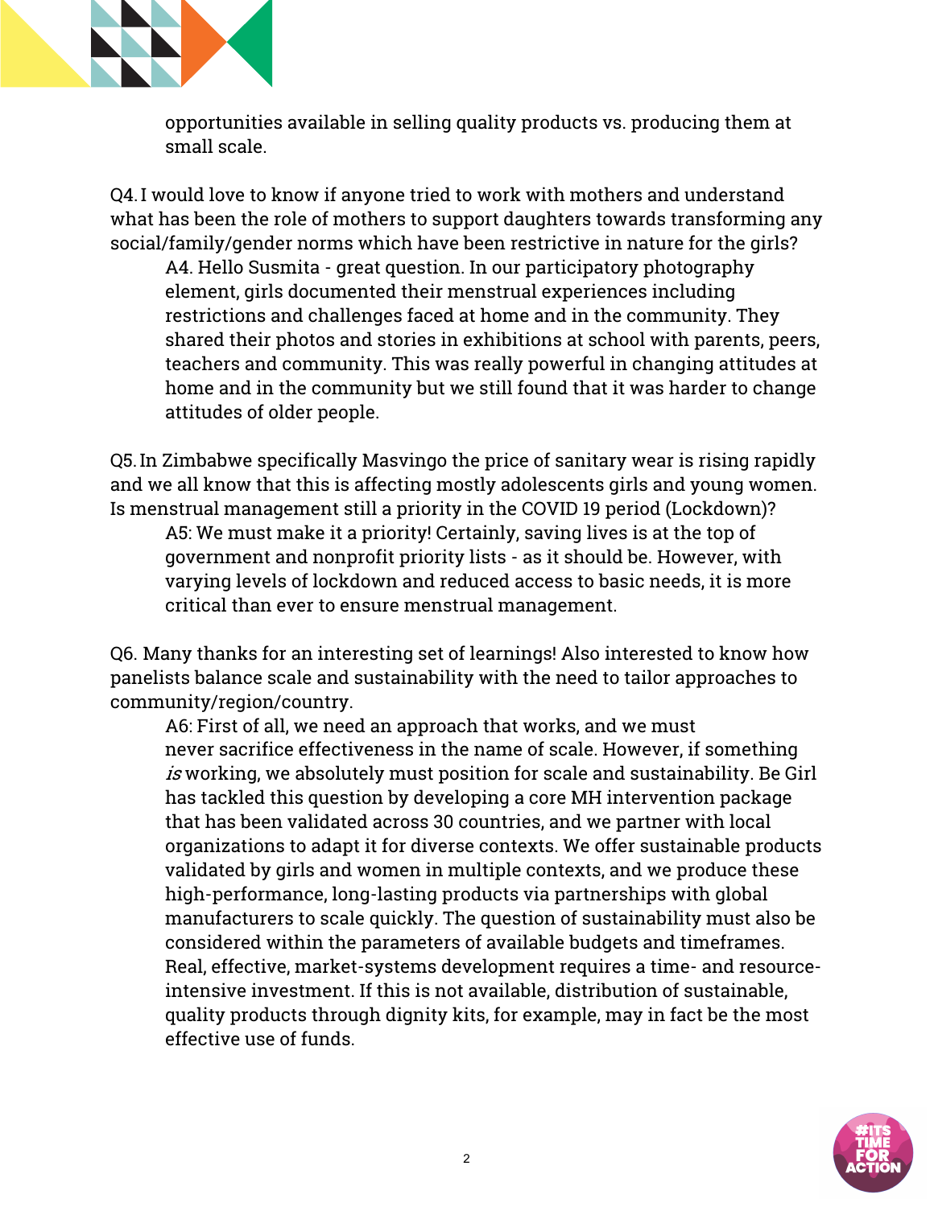opportunities available in selling quality products vs. producing them at small scale.

Q4. I would love to know if anyone tried to work with mothers and understand what has been the role of mothers to support daughters towards transforming any social/family/gender norms which have been restrictive in nature for the girls?

> A4. Hello Susmita - great question. In our participatory photography element, girls documented their menstrual experiences including restrictions and challenges faced at home and in the community. They shared their photos and stories in exhibitions at school with parents, peers, teachers and community. This was really powerful in changing attitudes at home and in the community but we still found that it was harder to change attitudes of older people.

Q5. In Zimbabwe specifically Masvingo the price of sanitary wear is rising rapidly and we all know that this is affecting mostly adolescents girls and young women. Is menstrual management still a priority in the COVID 19 period (Lockdown)?

> A5: We must make it a priority! Certainly, saving lives is at the top of government and nonprofit priority lists - as it should be. However, with varying levels of lockdown and reduced access to basic needs, it is more critical than ever to ensure menstrual management.

Q6. Many thanks for an interesting set of learnings! Also interested to know how panelists balance scale and sustainability with the need to tailor approaches to community/region/country.

> A6: First of all, we need an approach that works, and we must never sacrifice effectiveness in the name of scale. However, if something *is* working, we absolutely must position for scale and sustainability. Be Girl has tackled this question by developing a core MH intervention package that has been validated across 30 countries, and we partner with local organizations to adapt it for diverse contexts. We offer sustainable products validated by girls and women in multiple contexts, and we produce these high-performance, long-lasting products via partnerships with global manufacturers to scale quickly. The question of sustainability must also be considered within the parameters of available budgets and timeframes. Real, effective, market-systems development requires a time- and resource-intensive investment. If this is not available, distribution of sustainable, quality products through dignity kits, for example, may in fact be the most effective use of funds.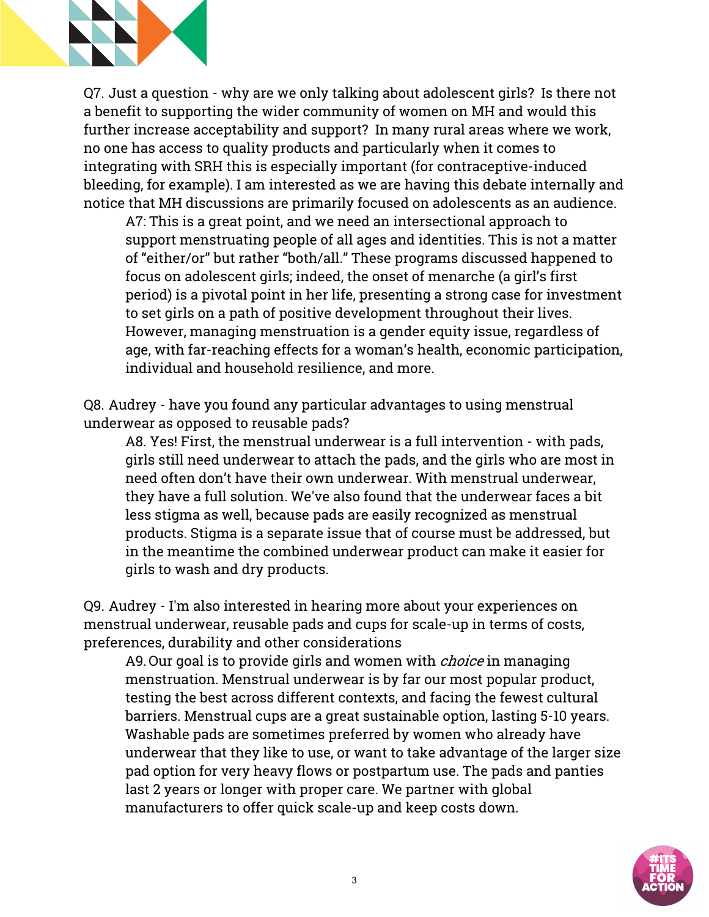Q7. Just a question - why are we only talking about adolescent girls? Is there not a benefit to supporting the wider community of women on MH and would this further increase acceptability and support? In many rural areas where we work, no one has access to quality products and particularly when it comes to integrating with SRH this is especially important (for contraceptive-induced bleeding, for example). I am interested as we are having this debate internally and notice that MH discussions are primarily focused on adolescents as an audience.

> A7: This is a great point, and we need an intersectional approach to support menstruating people of all ages and identities. This is not a matter of "either/or" but rather "both/all." These programs discussed happened to focus on adolescent girls; indeed, the onset of menarche (a girl's first period) is a pivotal point in her life, presenting a strong case for investment to set girls on a path of positive development throughout their lives. However, managing menstruation is a gender equity issue, regardless of age, with far-reaching effects for a woman's health, economic participation, individual and household resilience, and more.

Q8. Audrey - have you found any particular advantages to using menstrual underwear as opposed to reusable pads?

> A8. Yes! First, the menstrual underwear is a full intervention - with pads, girls still need underwear to attach the pads, and the girls who are most in need often don't have their own underwear. With menstrual underwear, they have a full solution. We've also found that the underwear faces a bit less stigma as well, because pads are easily recognized as menstrual products. Stigma is a separate issue that of course must be addressed, but in the meantime the combined underwear product can make it easier for girls to wash and dry products.

Q9. Audrey - I'm also interested in hearing more about your experiences on menstrual underwear, reusable pads and cups for scale-up in terms of costs, preferences, durability and other considerations

> A9. Our goal is to provide girls and women with *choice* in managing menstruation. Menstrual underwear is by far our most popular product, testing the best across different contexts, and facing the fewest cultural barriers. Menstrual cups are a great sustainable option, lasting 5-10 years. Washable pads are sometimes preferred by women who already have underwear that they like to use, or want to take advantage of the larger size pad option for very heavy flows or postpartum use. The pads and panties last 2 years or longer with proper care. We partner with global manufacturers to offer quick scale-up and keep costs down.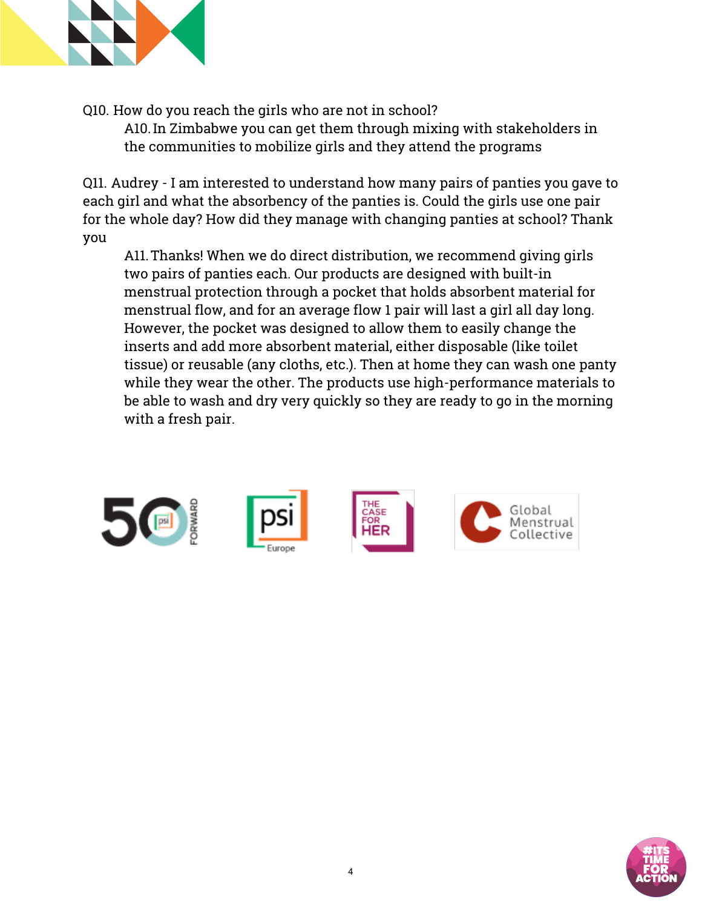Q10. How do you reach the girls who are not in school?

> A10. In Zimbabwe you can get them through mixing with stakeholders in the communities to mobilize girls and they attend the programs

Q11. Audrey - I am interested to understand how many pairs of panties you gave to each girl and what the absorbency of the panties is. Could the girls use one pair for the whole day? How did they manage with changing panties at school? Thank you

> A11. Thanks! When we do direct distribution, we recommend giving girls two pairs of panties each. Our products are designed with built-in menstrual protection through a pocket that holds absorbent material for menstrual flow, and for an average flow 1 pair will last a girl all day long. However, the pocket was designed to allow them to easily change the inserts and add more absorbent material, either disposable (like toilet tissue) or reusable (any cloths, etc.). Then at home they can wash one panty while they wear the other. The products use high-performance materials to be able to wash and dry very quickly so they are ready to go in the morning with a fresh pair.